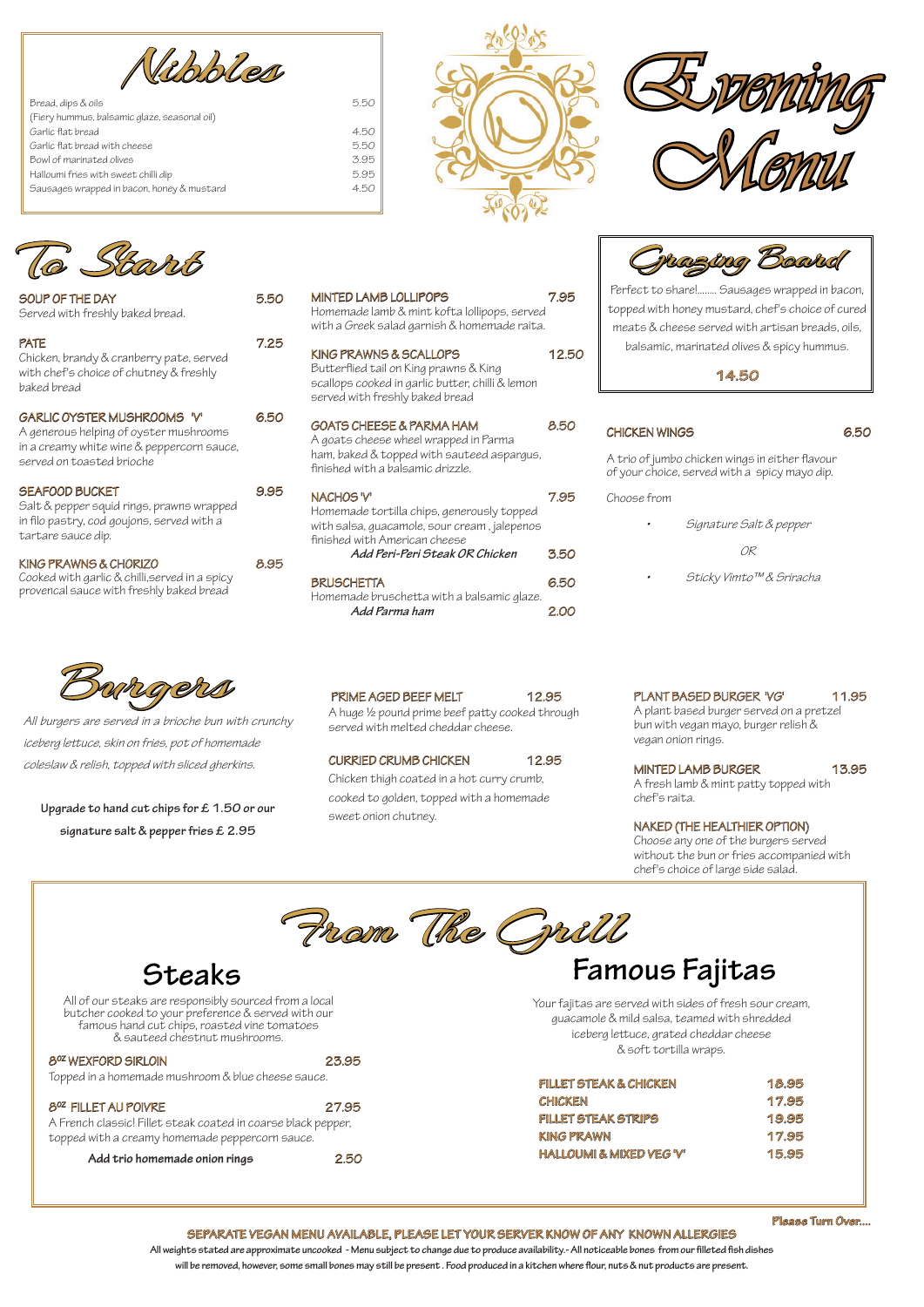# Evening Menu

## Nibbles

| | |
|---|---|
| Bread, dips & oils | 5.50 |
| (Fiery hummus, balsamic glaze, seasonal oil) | |
| Garlic flat bread | 4.50 |
| Garlic flat bread with cheese | 5.50 |
| Bowl of marinated olives | 3.95 |
| Halloumi fries with sweet chilli dip | 5.95 |
| Sausages wrapped in bacon, honey & mustard | 4.50 |

## To Start

**SOUP OF THE DAY** 5.50
Served with freshly baked bread.

**PATE** 7.25
Chicken, brandy & cranberry pate, served with chef's choice of chutney & freshly baked bread

**GARLIC OYSTER MUSHROOMS 'V'** 6.50
A generous helping of oyster mushrooms in a creamy white wine & peppercorn sauce, served on toasted brioche

**SEAFOOD BUCKET** 9.95
Salt & pepper squid rings, prawns wrapped in filo pastry, cod goujons, served with a tartare sauce dip.

**KING PRAWNS & CHORIZO** 8.95
Cooked with garlic & chilli,served in a spicy provencal sauce with freshly baked bread

**MINTED LAMB LOLLIPOPS** 7.95
Homemade lamb & mint kofta lollipops, served with a Greek salad garnish & homemade raita.

**KING PRAWNS & SCALLOPS** 12.50
Butterflied tail on King prawns & King scallops cooked in garlic butter, chilli & lemon served with freshly baked bread

**GOATS CHEESE & PARMA HAM** 8.50
A goats cheese wheel wrapped in Parma ham, baked & topped with sauteed asparagus, finished with a balsamic drizzle.

**NACHOS 'V'** 7.95
Homemade tortilla chips, generously topped with salsa, guacamole, sour cream , jalepenos finished with American cheese
*Add Peri-Peri Steak OR Chicken* 3.50

**BRUSCHETTA** 6.50
Homemade bruschetta with a balsamic glaze.
*Add Parma ham* 2.00

## Grazing Board

Perfect to share!........ Sausages wrapped in bacon, topped with honey mustard, chef's choice of cured meats & cheese served with artisan breads, oils, balsamic, marinated olives & spicy hummus.

**14.50**

**CHICKEN WINGS** 6.50

A trio of jumbo chicken wings in either flavour of your choice, served with a spicy mayo dip.

Choose from

- *Signature Salt & pepper*

*OR*

- *Sticky Vimto™ & Sriracha*

## Burgers

*All burgers are served in a brioche bun with crunchy iceberg lettuce, skin on fries, pot of homemade coleslaw & relish, topped with sliced gherkins.*

**Upgrade to hand cut chips for £ 1.50 or our signature salt & pepper fries £ 2.95**

**PRIME AGED BEEF MELT** 12.95
A huge ½ pound prime beef patty cooked through served with melted cheddar cheese.

**CURRIED CRUMB CHICKEN** 12.95
Chicken thigh coated in a hot curry crumb, cooked to golden, topped with a homemade sweet onion chutney.

**PLANT BASED BURGER 'VG'** 11.95
A plant based burger served on a pretzel bun with vegan mayo, burger relish & vegan onion rings.

**MINTED LAMB BURGER** 13.95
A fresh lamb & mint patty topped with chef's raita.

**NAKED (THE HEALTHIER OPTION)**
Choose any one of the burgers served without the bun or fries accompanied with chef's choice of large side salad.

## From The Grill

### Steaks

All of our steaks are responsibly sourced from a local butcher cooked to your preference & served with our famous hand cut chips, roasted vine tomatoes & sauteed chestnut mushrooms.

**8oz WEXFORD SIRLOIN** 23.95
Topped in a homemade mushroom & blue cheese sauce.

**8oz FILLET AU POIVRE** 27.95
A French classic! Fillet steak coated in coarse black pepper, topped with a creamy homemade peppercorn sauce.

**Add trio homemade onion rings** 2.50

### Famous Fajitas

Your fajitas are served with sides of fresh sour cream, guacamole & mild salsa, teamed with shredded iceberg lettuce, grated cheddar cheese & soft tortilla wraps.

| | |
|---|---|
| FILLET STEAK & CHICKEN | 18.95 |
| CHICKEN | 17.95 |
| FILLET STEAK STRIPS | 19.95 |
| KING PRAWN | 17.95 |
| HALLOUMI & MIXED VEG 'V' | 15.95 |

Please Turn Over....

**SEPARATE VEGAN MENU AVAILABLE, PLEASE LET YOUR SERVER KNOW OF ANY KNOWN ALLERGIES**

All weights stated are approximate uncooked - Menu subject to change due to produce availability.- All noticeable bones from our filleted fish dishes will be removed, however, some small bones may still be present . Food produced in a kitchen where flour, nuts & nut products are present.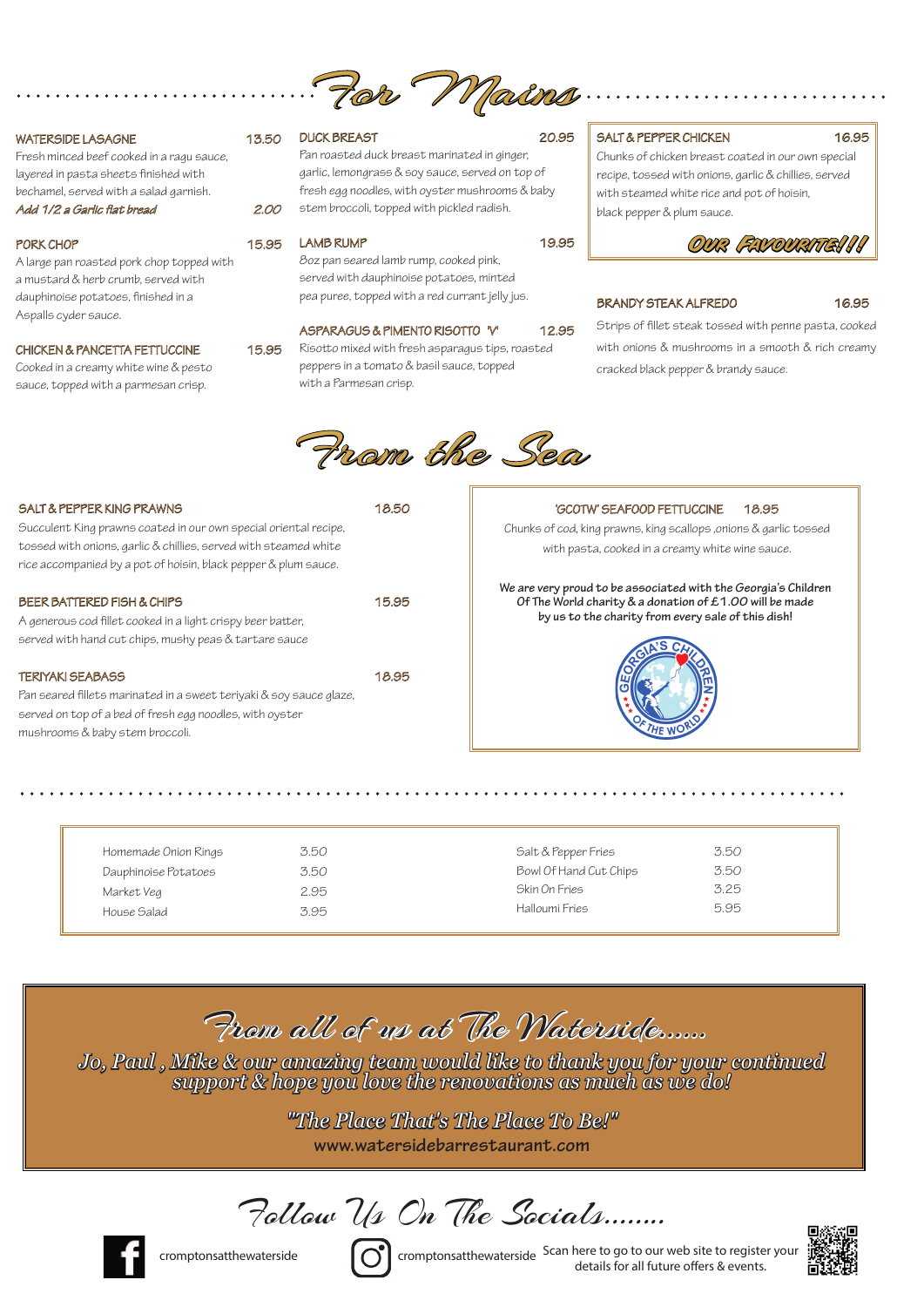# For Mains

**WATERSIDE LASAGNE** 13.50
Fresh minced beef cooked in a ragu sauce, layered in pasta sheets finished with bechamel, served with a salad garnish.
*Add 1/2 a Garlic flat bread* 2.00

**PORK CHOP** 15.95
A large pan roasted pork chop topped with a mustard & herb crumb, served with dauphinoise potatoes, finished in a Aspalls cyder sauce.

**CHICKEN & PANCETTA FETTUCCINE** 15.95
Cooked in a creamy white wine & pesto sauce, topped with a parmesan crisp.

**DUCK BREAST** 20.95
Pan roasted duck breast marinated in ginger, garlic, lemongrass & soy sauce, served on top of fresh egg noodles, with oyster mushrooms & baby stem broccoli, topped with pickled radish.

**LAMB RUMP** 19.95
8oz pan seared lamb rump, cooked pink, served with dauphinoise potatoes, minted pea puree, topped with a red currant jelly jus.

**ASPARAGUS & PIMENTO RISOTTO 'V'** 12.95
Risotto mixed with fresh asparagus tips, roasted peppers in a tomato & basil sauce, topped with a Parmesan crisp.

**SALT & PEPPER CHICKEN** 16.95
Chunks of chicken breast coated in our own special recipe, tossed with onions, garlic & chillies, served with steamed white rice and pot of hoisin, black pepper & plum sauce.

*OUR FAVOURITE!!!*

**BRANDY STEAK ALFREDO** 16.95
Strips of fillet steak tossed with penne pasta, cooked with onions & mushrooms in a smooth & rich creamy cracked black pepper & brandy sauce.

# From the Sea

**SALT & PEPPER KING PRAWNS** 18.50
Succulent King prawns coated in our own special oriental recipe, tossed with onions, garlic & chillies, served with steamed white rice accompanied by a pot of hoisin, black pepper & plum sauce.

**BEER BATTERED FISH & CHIPS** 15.95
A generous cod fillet cooked in a light crispy beer batter, served with hand cut chips, mushy peas & tartare sauce

**TERIYAKI SEABASS** 18.95
Pan seared fillets marinated in a sweet teriyaki & soy sauce glaze, served on top of a bed of fresh egg noodles, with oyster mushrooms & baby stem broccoli.

**'GCOTW' SEAFOOD FETTUCCINE** 18.95
Chunks of cod, king prawns, king scallops ,onions & garlic tossed with pasta, cooked in a creamy white wine sauce.

**We are very proud to be associated with the Georgia's Children Of The World charity & a donation of £1.00 will be made by us to the charity from every sale of this dish!**

| | | | |
|---|---|---|---|
| Homemade Onion Rings | 3.50 | Salt & Pepper Fries | 3.50 |
| Dauphinoise Potatoes | 3.50 | Bowl Of Hand Cut Chips | 3.50 |
| Market Veg | 2.95 | Skin On Fries | 3.25 |
| House Salad | 3.95 | Halloumi Fries | 5.95 |

## From all of us at The Waterside......

*Jo, Paul , Mike & our amazing team would like to thank you for your continued support & hope you love the renovations as much as we do!*

*"The Place That's The Place To Be!"*

**www.watersidebarrestaurant.com**

## Follow Us On The Socials........

cromptonsatthewaterside

cromptonsatthewaterside

Scan here to go to our web site to register your details for all future offers & events.